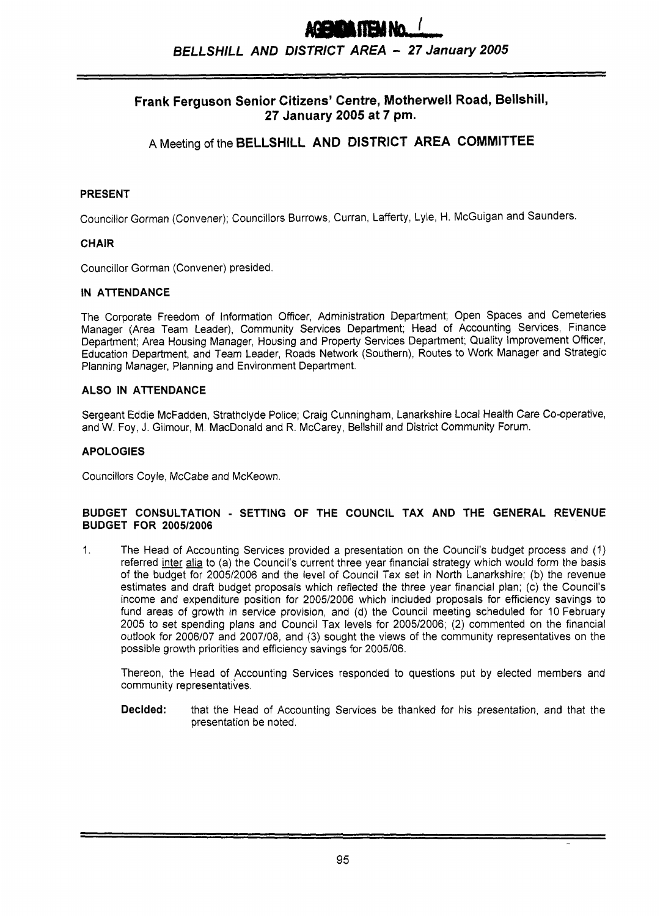# Frank Ferguson Senior Citizens' Centre, Motherwell Road, Bellshill, 27 January 2005 at 7 pm.

## A Meeting of the BELLSHILL AND DISTRICT AREA COMMITTEE

### PRESENT

Councillor Gorman (Convener); Councillors Burrows, Curran, Lafferty, Lyle, H. McGuigan and Saunders.

### CHAIR

Councillor Gorman (Convener) presided.

### IN ATTENDANCE

The Corporate Freedom of Information Officer, Administration Department; Open Spaces and Cemeteries Manager (Area Team Leader), Community Services Department; Head of Accounting Services, Finance Department; Area Housing Manager, Housing and Property Services Department; Quality Improvement Officer, Education Department, and Team Leader, Roads Network (Southern), Routes to Work Manager and Strategic Planning Manager, Planning and Environment Department.

### ALSO IN ATTENDANCE

Sergeant Eddie McFadden, Strathclyde Police; Craig Cunningham, Lanarkshire Local Health Care Co-operative, and W. Foy, J. Gilmour, M. MacDonald and R. McCarey, Bellshill and District Community Forum.

### APOLOGIES

Councillors Coyle, McCabe and McKeown.

### BUDGET CONSULTATION - SETTING OF THE COUNCIL TAX AND THE GENERAL REVENUE BUDGET FOR 2005/2006

1. The Head of Accounting Services provided a presentation on the Council's budget process and (1) referred inter alia to (a) the Council's current three year financial strategy which would form the basis of the budget for 2005/2006 and the level of Council Tax set in North Lanarkshire; (b) the revenue estimates and draft budget proposals which reflected the three year financial plan; (c) the Council's income and expenditure position for 2005/2006 which included proposals for efficiency savings to fund areas of growth in service provision, and (d) the Council meeting scheduled for 10 February 2005 to set spending plans and Council Tax levels for 2005/2006; (2) commented on the financial outlook for 2006/07 and 2007/08, and (3) sought the views of the community representatives on the possible growth priorities and efficiency savings for 2005/06.

   Thereon, the Head of Accounting Services responded to questions put by elected members and community representatives.

   **Decided:** that the Head of Accounting Services be thanked for his presentation, and that the presentation be noted.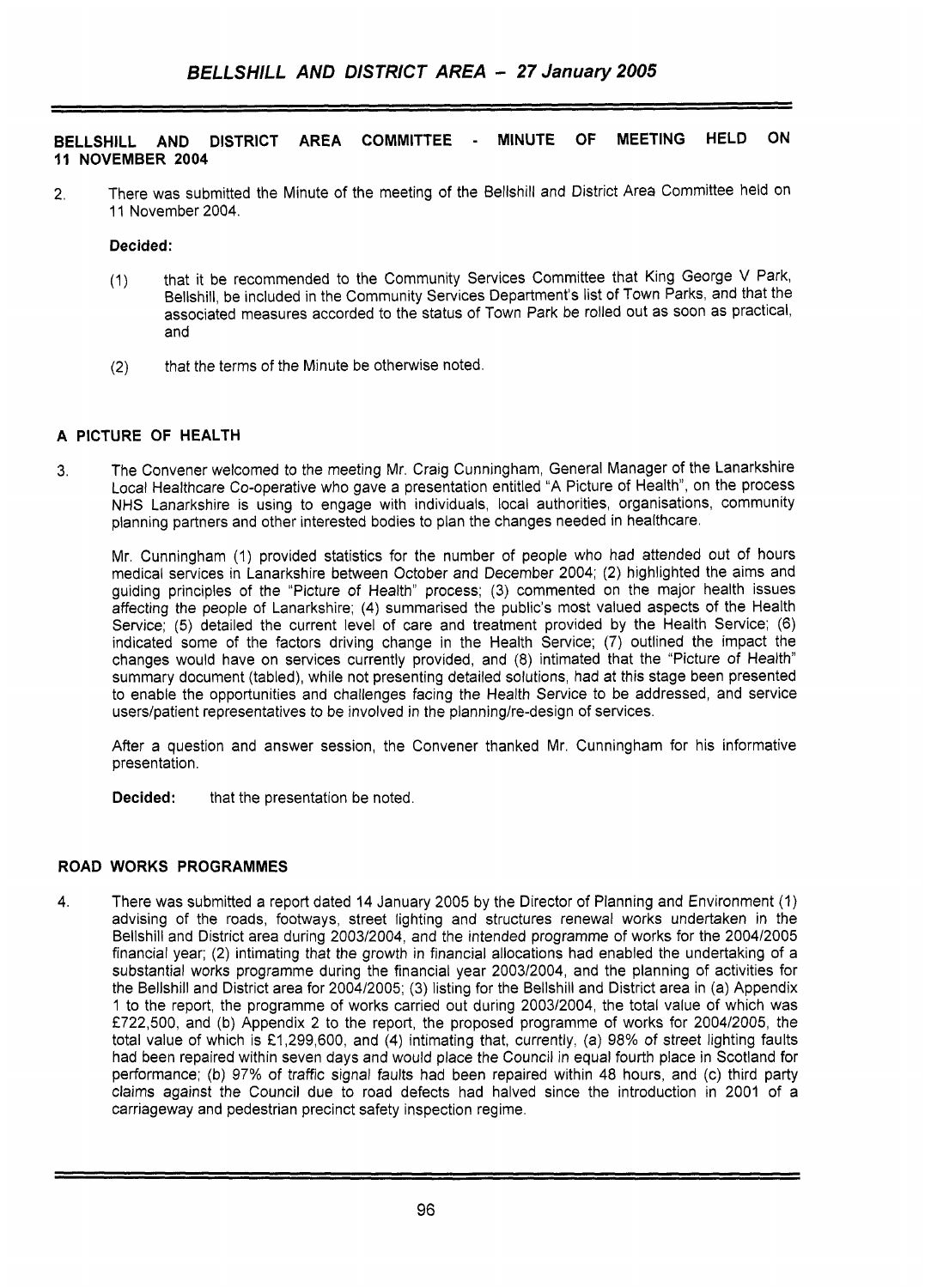### BELLSHILL AND DISTRICT AREA COMMITTEE - MINUTE OF MEETING HELD ON 11 NOVEMBER 2004

2. There was submitted the Minute of the meeting of the Bellshill and District Area Committee held on 11 November 2004.

**Decided:**

(1) that it be recommended to the Community Services Committee that King George V Park, Bellshill, be included in the Community Services Department's list of Town Parks, and that the associated measures accorded to the status of Town Park be rolled out as soon as practical, and

(2) that the terms of the Minute be otherwise noted.

### A PICTURE OF HEALTH

3. The Convener welcomed to the meeting Mr. Craig Cunningham, General Manager of the Lanarkshire Local Healthcare Co-operative who gave a presentation entitled "A Picture of Health", on the process NHS Lanarkshire is using to engage with individuals, local authorities, organisations, community planning partners and other interested bodies to plan the changes needed in healthcare.

Mr. Cunningham (1) provided statistics for the number of people who had attended out of hours medical services in Lanarkshire between October and December 2004; (2) highlighted the aims and guiding principles of the "Picture of Health" process; (3) commented on the major health issues affecting the people of Lanarkshire; (4) summarised the public's most valued aspects of the Health Service; (5) detailed the current level of care and treatment provided by the Health Service; (6) indicated some of the factors driving change in the Health Service; (7) outlined the impact the changes would have on services currently provided, and (8) intimated that the "Picture of Health" summary document (tabled), while not presenting detailed solutions, had at this stage been presented to enable the opportunities and challenges facing the Health Service to be addressed, and service users/patient representatives to be involved in the planning/re-design of services.

After a question and answer session, the Convener thanked Mr. Cunningham for his informative presentation.

**Decided:** that the presentation be noted.

### ROAD WORKS PROGRAMMES

4. There was submitted a report dated 14 January 2005 by the Director of Planning and Environment (1) advising of the roads, footways, street lighting and structures renewal works undertaken in the Bellshill and District area during 2003/2004, and the intended programme of works for the 2004/2005 financial year; (2) intimating that the growth in financial allocations had enabled the undertaking of a substantial works programme during the financial year 2003/2004, and the planning of activities for the Bellshill and District area for 2004/2005; (3) listing for the Bellshill and District area in (a) Appendix 1 to the report, the programme of works carried out during 2003/2004, the total value of which was £722,500, and (b) Appendix 2 to the report, the proposed programme of works for 2004/2005, the total value of which is £1,299,600, and (4) intimating that, currently, (a) 98% of street lighting faults had been repaired within seven days and would place the Council in equal fourth place in Scotland for performance; (b) 97% of traffic signal faults had been repaired within 48 hours, and (c) third party claims against the Council due to road defects had halved since the introduction in 2001 of a carriageway and pedestrian precinct safety inspection regime.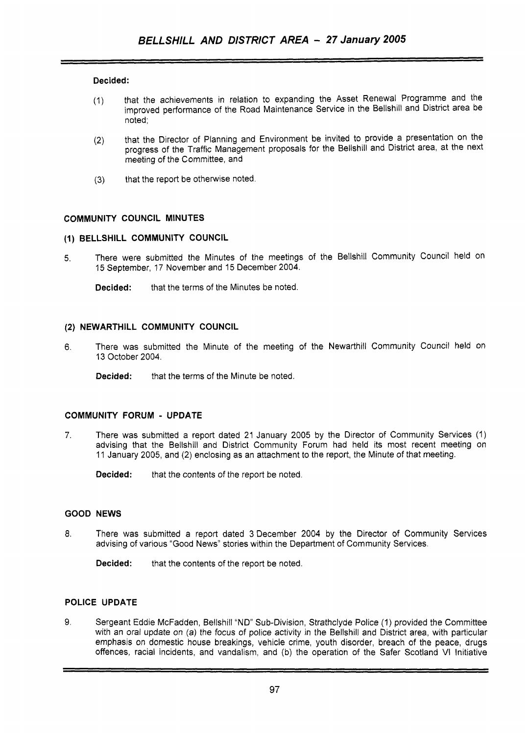**Decided:**

(1) that the achievements in relation to expanding the Asset Renewal Programme and the improved performance of the Road Maintenance Service in the Bellshill and District area be noted;

(2) that the Director of Planning and Environment be invited to provide a presentation on the progress of the Traffic Management proposals for the Bellshill and District area, at the next meeting of the Committee, and

(3) that the report be otherwise noted.

## COMMUNITY COUNCIL MINUTES

### (1) BELLSHILL COMMUNITY COUNCIL

5. There were submitted the Minutes of the meetings of the Bellshill Community Council held on 15 September, 17 November and 15 December 2004.

 **Decided:** that the terms of the Minutes be noted.

### (2) NEWARTHILL COMMUNITY COUNCIL

6. There was submitted the Minute of the meeting of the Newarthill Community Council held on 13 October 2004.

 **Decided:** that the terms of the Minute be noted.

## COMMUNITY FORUM - UPDATE

7. There was submitted a report dated 21 January 2005 by the Director of Community Services (1) advising that the Bellshill and District Community Forum had held its most recent meeting on 11 January 2005, and (2) enclosing as an attachment to the report, the Minute of that meeting.

 **Decided:** that the contents of the report be noted.

## GOOD NEWS

8. There was submitted a report dated 3 December 2004 by the Director of Community Services advising of various "Good News" stories within the Department of Community Services.

 **Decided:** that the contents of the report be noted.

## POLICE UPDATE

9. Sergeant Eddie McFadden, Bellshill "ND" Sub-Division, Strathclyde Police (1) provided the Committee with an oral update on (a) the focus of police activity in the Bellshill and District area, with particular emphasis on domestic house breakings, vehicle crime, youth disorder, breach of the peace, drugs offences, racial incidents, and vandalism, and (b) the operation of the Safer Scotland VI Initiative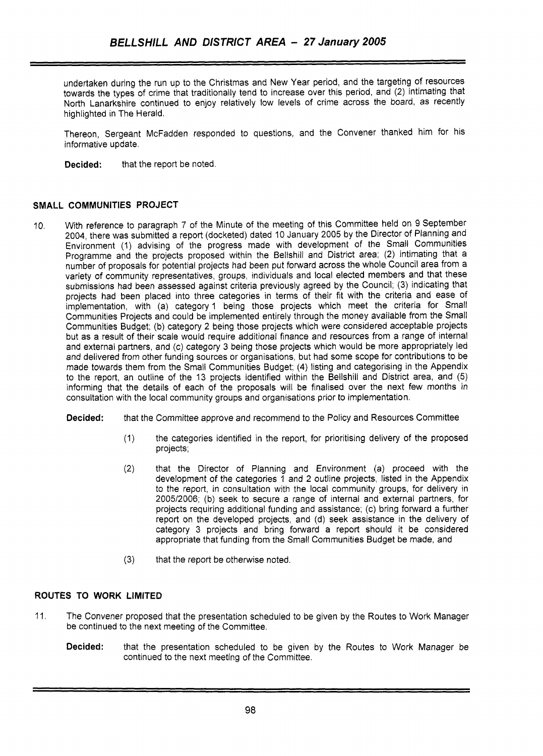undertaken during the run up to the Christmas and New Year period, and the targeting of resources towards the types of crime that traditionally tend to increase over this period, and (2) intimating that North Lanarkshire continued to enjoy relatively low levels of crime across the board, as recently highlighted in The Herald.

Thereon, Sergeant McFadden responded to questions, and the Convener thanked him for his informative update.

**Decided:** that the report be noted.

## SMALL COMMUNITIES PROJECT

10. With reference to paragraph 7 of the Minute of the meeting of this Committee held on 9 September 2004, there was submitted a report (docketed) dated 10 January 2005 by the Director of Planning and Environment (1) advising of the progress made with development of the Small Communities Programme and the projects proposed within the Bellshill and District area; (2) intimating that a number of proposals for potential projects had been put forward across the whole Council area from a variety of community representatives, groups, individuals and local elected members and that these submissions had been assessed against criteria previously agreed by the Council; (3) indicating that projects had been placed into three categories in terms of their fit with the criteria and ease of implementation, with (a) category 1 being those projects which meet the criteria for Small Communities Projects and could be implemented entirely through the money available from the Small Communities Budget; (b) category 2 being those projects which were considered acceptable projects but as a result of their scale would require additional finance and resources from a range of internal and external partners, and (c) category 3 being those projects which would be more appropriately led and delivered from other funding sources or organisations, but had some scope for contributions to be made towards them from the Small Communities Budget; (4) listing and categorising in the Appendix to the report, an outline of the 13 projects identified within the Bellshill and District area, and (5) informing that the details of each of the proposals will be finalised over the next few months in consultation with the local community groups and organisations prior to implementation.

**Decided:** that the Committee approve and recommend to the Policy and Resources Committee

(1) the categories identified in the report, for prioritising delivery of the proposed projects;

(2) that the Director of Planning and Environment (a) proceed with the development of the categories 1 and 2 outline projects, listed in the Appendix to the report, in consultation with the local community groups, for delivery in 2005/2006; (b) seek to secure a range of internal and external partners, for projects requiring additional funding and assistance; (c) bring forward a further report on the developed projects, and (d) seek assistance in the delivery of category 3 projects and bring forward a report should it be considered appropriate that funding from the Small Communities Budget be made, and

(3) that the report be otherwise noted.

## ROUTES TO WORK LIMITED

11. The Convener proposed that the presentation scheduled to be given by the Routes to Work Manager be continued to the next meeting of the Committee.

**Decided:** that the presentation scheduled to be given by the Routes to Work Manager be continued to the next meeting of the Committee.